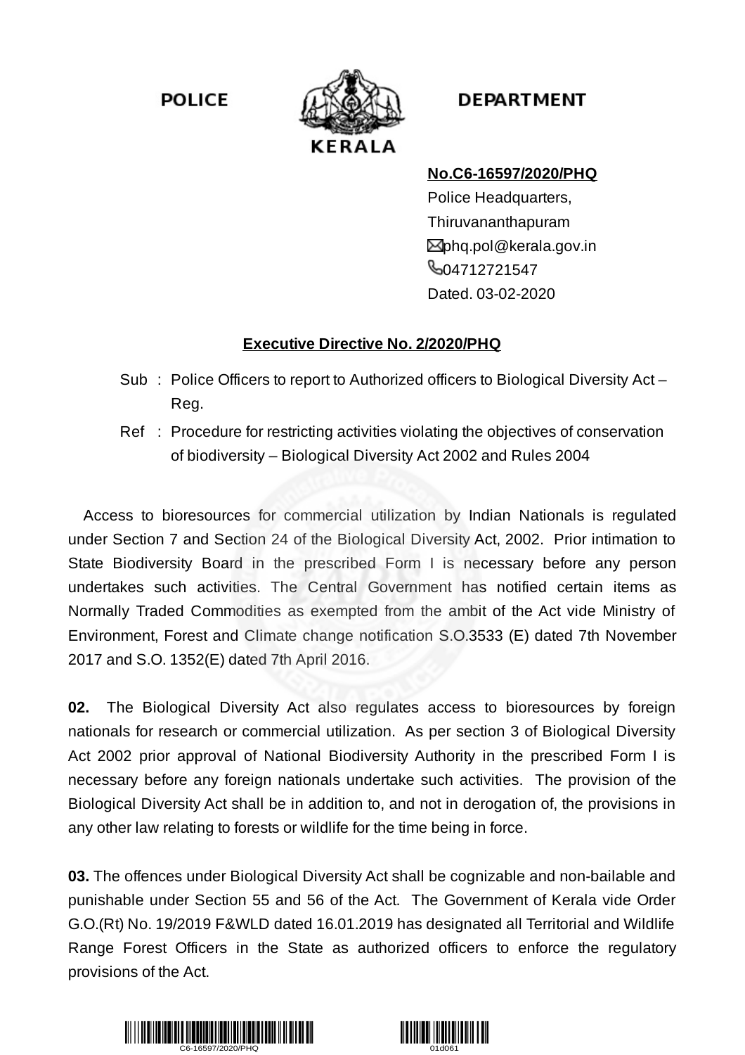POLICE DEPARTMENT

KERALA

**No.C6-16597/2020/PHQ**
Police Headquarters,
Thiruvananthapuram
phq.pol@kerala.gov.in
04712721547
Dated. 03-02-2020

**Executive Directive No. 2/2020/PHQ**

Sub : Police Officers to report to Authorized officers to Biological Diversity Act – Reg.

Ref : Procedure for restricting activities violating the objectives of conservation of biodiversity – Biological Diversity Act 2002 and Rules 2004

Access to bioresources for commercial utilization by Indian Nationals is regulated under Section 7 and Section 24 of the Biological Diversity Act, 2002. Prior intimation to State Biodiversity Board in the prescribed Form I is necessary before any person undertakes such activities. The Central Government has notified certain items as Normally Traded Commodities as exempted from the ambit of the Act vide Ministry of Environment, Forest and Climate change notification S.O.3533 (E) dated 7th November 2017 and S.O. 1352(E) dated 7th April 2016.

**02.** The Biological Diversity Act also regulates access to bioresources by foreign nationals for research or commercial utilization. As per section 3 of Biological Diversity Act 2002 prior approval of National Biodiversity Authority in the prescribed Form I is necessary before any foreign nationals undertake such activities. The provision of the Biological Diversity Act shall be in addition to, and not in derogation of, the provisions in any other law relating to forests or wildlife for the time being in force.

**03.** The offences under Biological Diversity Act shall be cognizable and non-bailable and punishable under Section 55 and 56 of the Act. The Government of Kerala vide Order G.O.(Rt) No. 19/2019 F&WLD dated 16.01.2019 has designated all Territorial and Wildlife Range Forest Officers in the State as authorized officers to enforce the regulatory provisions of the Act.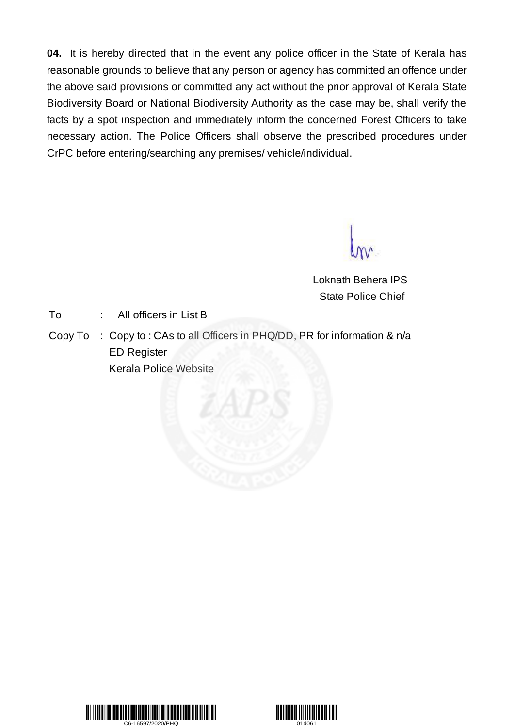**04.** It is hereby directed that in the event any police officer in the State of Kerala has reasonable grounds to believe that any person or agency has committed an offence under the above said provisions or committed any act without the prior approval of Kerala State Biodiversity Board or National Biodiversity Authority as the case may be, shall verify the facts by a spot inspection and immediately inform the concerned Forest Officers to take necessary action. The Police Officers shall observe the prescribed procedures under CrPC before entering/searching any premises/ vehicle/individual.

Loknath Behera IPS
State Police Chief

To : All officers in List B

Copy To : Copy to : CAs to all Officers in PHQ/DD, PR for information & n/a
ED Register
Kerala Police Website

C6-16597/2020/PHQ 01d061